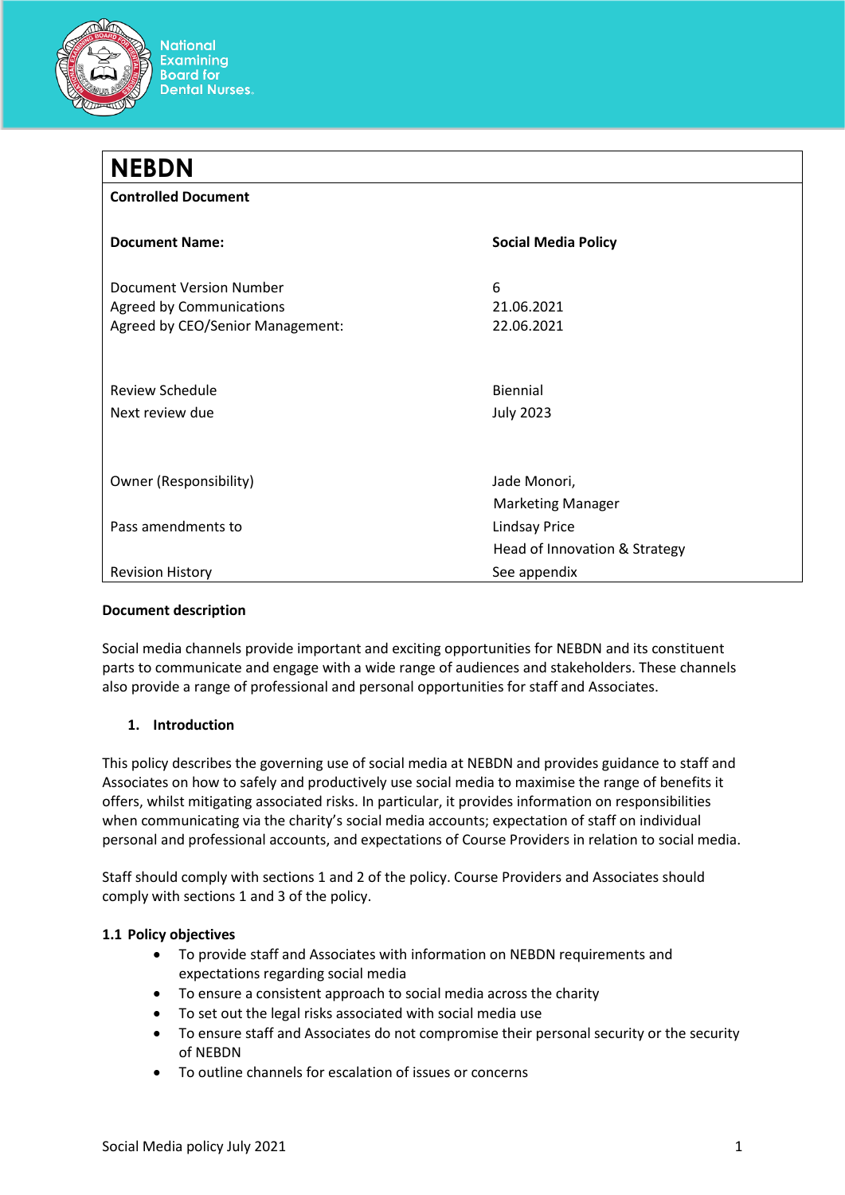National Examining Board for Dental Nurses.

| **NEBDN** | |
|---|---|
| **Controlled Document** | |
| **Document Name:** | **Social Media Policy** |
| Document Version Number | 6 |
| Agreed by Communications | 21.06.2021 |
| Agreed by CEO/Senior Management: | 22.06.2021 |
| Review Schedule | Biennial |
| Next review due | July 2023 |
| Owner (Responsibility) | Jade Monori, Marketing Manager |
| Pass amendments to | Lindsay Price Head of Innovation & Strategy |
| Revision History | See appendix |

**Document description**

Social media channels provide important and exciting opportunities for NEBDN and its constituent parts to communicate and engage with a wide range of audiences and stakeholders. These channels also provide a range of professional and personal opportunities for staff and Associates.

## 1. Introduction

This policy describes the governing use of social media at NEBDN and provides guidance to staff and Associates on how to safely and productively use social media to maximise the range of benefits it offers, whilst mitigating associated risks. In particular, it provides information on responsibilities when communicating via the charity's social media accounts; expectation of staff on individual personal and professional accounts, and expectations of Course Providers in relation to social media.

Staff should comply with sections 1 and 2 of the policy. Course Providers and Associates should comply with sections 1 and 3 of the policy.

### 1.1 Policy objectives

- To provide staff and Associates with information on NEBDN requirements and expectations regarding social media
- To ensure a consistent approach to social media across the charity
- To set out the legal risks associated with social media use
- To ensure staff and Associates do not compromise their personal security or the security of NEBDN
- To outline channels for escalation of issues or concerns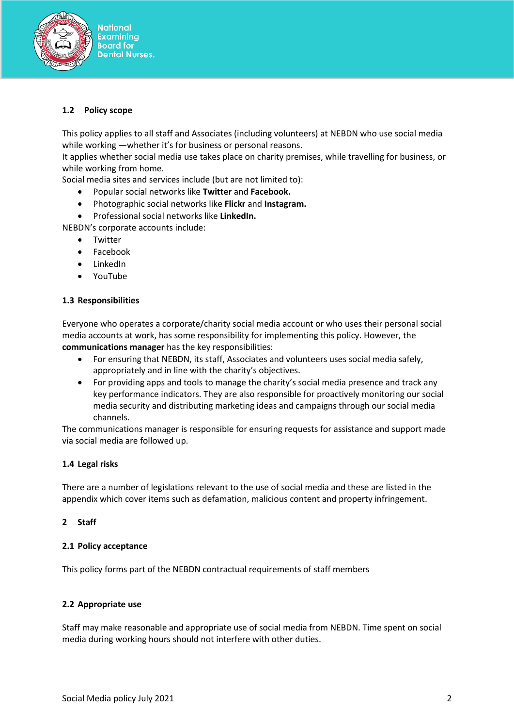### 1.2 Policy scope

This policy applies to all staff and Associates (including volunteers) at NEBDN who use social media while working —whether it's for business or personal reasons.
It applies whether social media use takes place on charity premises, while travelling for business, or while working from home.
Social media sites and services include (but are not limited to):

- Popular social networks like **Twitter** and **Facebook.**
- Photographic social networks like **Flickr** and **Instagram.**
- Professional social networks like **LinkedIn.**

NEBDN's corporate accounts include:

- Twitter
- Facebook
- LinkedIn
- YouTube

### 1.3 Responsibilities

Everyone who operates a corporate/charity social media account or who uses their personal social media accounts at work, has some responsibility for implementing this policy. However, the **communications manager** has the key responsibilities:

- For ensuring that NEBDN, its staff, Associates and volunteers uses social media safely, appropriately and in line with the charity's objectives.
- For providing apps and tools to manage the charity's social media presence and track any key performance indicators. They are also responsible for proactively monitoring our social media security and distributing marketing ideas and campaigns through our social media channels.

The communications manager is responsible for ensuring requests for assistance and support made via social media are followed up.

### 1.4 Legal risks

There are a number of legislations relevant to the use of social media and these are listed in the appendix which cover items such as defamation, malicious content and property infringement.

## 2 Staff

### 2.1 Policy acceptance

This policy forms part of the NEBDN contractual requirements of staff members

### 2.2 Appropriate use

Staff may make reasonable and appropriate use of social media from NEBDN. Time spent on social media during working hours should not interfere with other duties.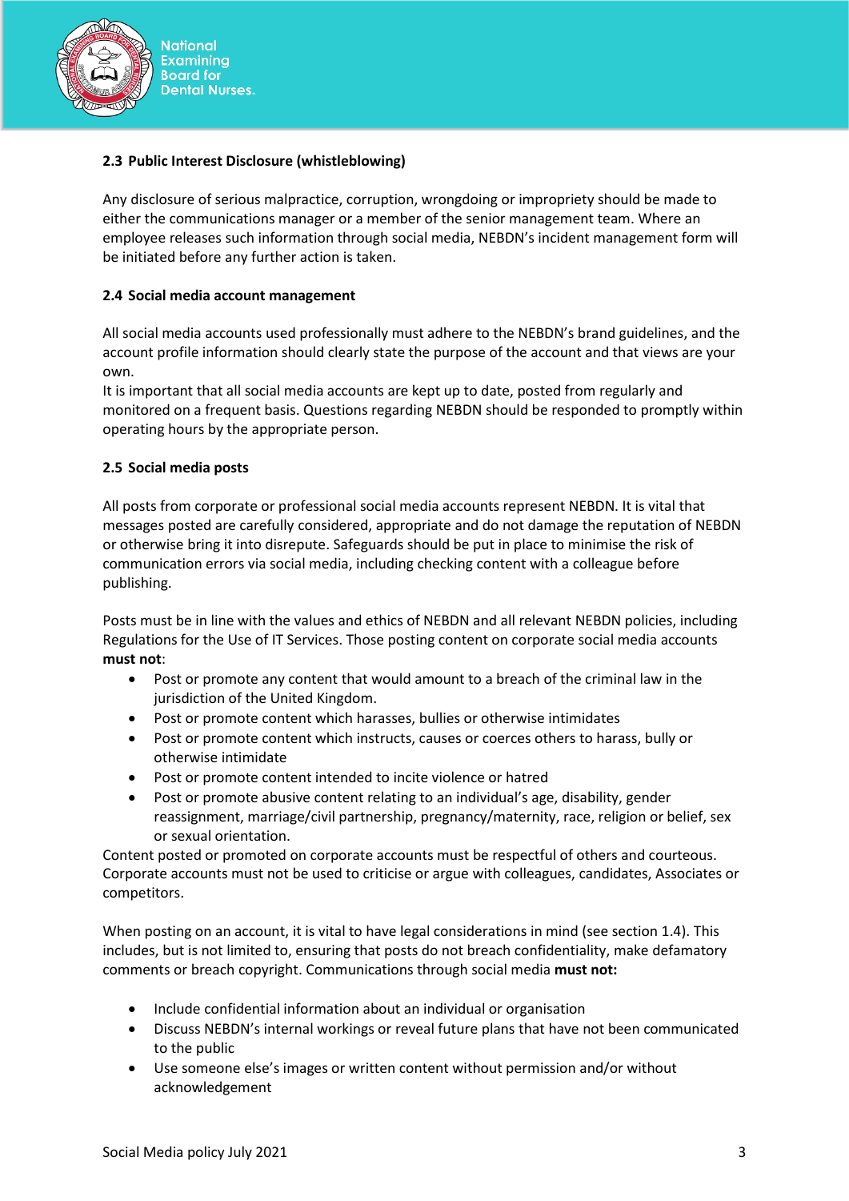### 2.3 Public Interest Disclosure (whistleblowing)

Any disclosure of serious malpractice, corruption, wrongdoing or impropriety should be made to either the communications manager or a member of the senior management team. Where an employee releases such information through social media, NEBDN's incident management form will be initiated before any further action is taken.

### 2.4 Social media account management

All social media accounts used professionally must adhere to the NEBDN's brand guidelines, and the account profile information should clearly state the purpose of the account and that views are your own.

It is important that all social media accounts are kept up to date, posted from regularly and monitored on a frequent basis. Questions regarding NEBDN should be responded to promptly within operating hours by the appropriate person.

### 2.5 Social media posts

All posts from corporate or professional social media accounts represent NEBDN. It is vital that messages posted are carefully considered, appropriate and do not damage the reputation of NEBDN or otherwise bring it into disrepute. Safeguards should be put in place to minimise the risk of communication errors via social media, including checking content with a colleague before publishing.

Posts must be in line with the values and ethics of NEBDN and all relevant NEBDN policies, including Regulations for the Use of IT Services. Those posting content on corporate social media accounts **must not**:

- Post or promote any content that would amount to a breach of the criminal law in the jurisdiction of the United Kingdom.
- Post or promote content which harasses, bullies or otherwise intimidates
- Post or promote content which instructs, causes or coerces others to harass, bully or otherwise intimidate
- Post or promote content intended to incite violence or hatred
- Post or promote abusive content relating to an individual's age, disability, gender reassignment, marriage/civil partnership, pregnancy/maternity, race, religion or belief, sex or sexual orientation.

Content posted or promoted on corporate accounts must be respectful of others and courteous. Corporate accounts must not be used to criticise or argue with colleagues, candidates, Associates or competitors.

When posting on an account, it is vital to have legal considerations in mind (see section 1.4). This includes, but is not limited to, ensuring that posts do not breach confidentiality, make defamatory comments or breach copyright. Communications through social media **must not:**

- Include confidential information about an individual or organisation
- Discuss NEBDN's internal workings or reveal future plans that have not been communicated to the public
- Use someone else's images or written content without permission and/or without acknowledgement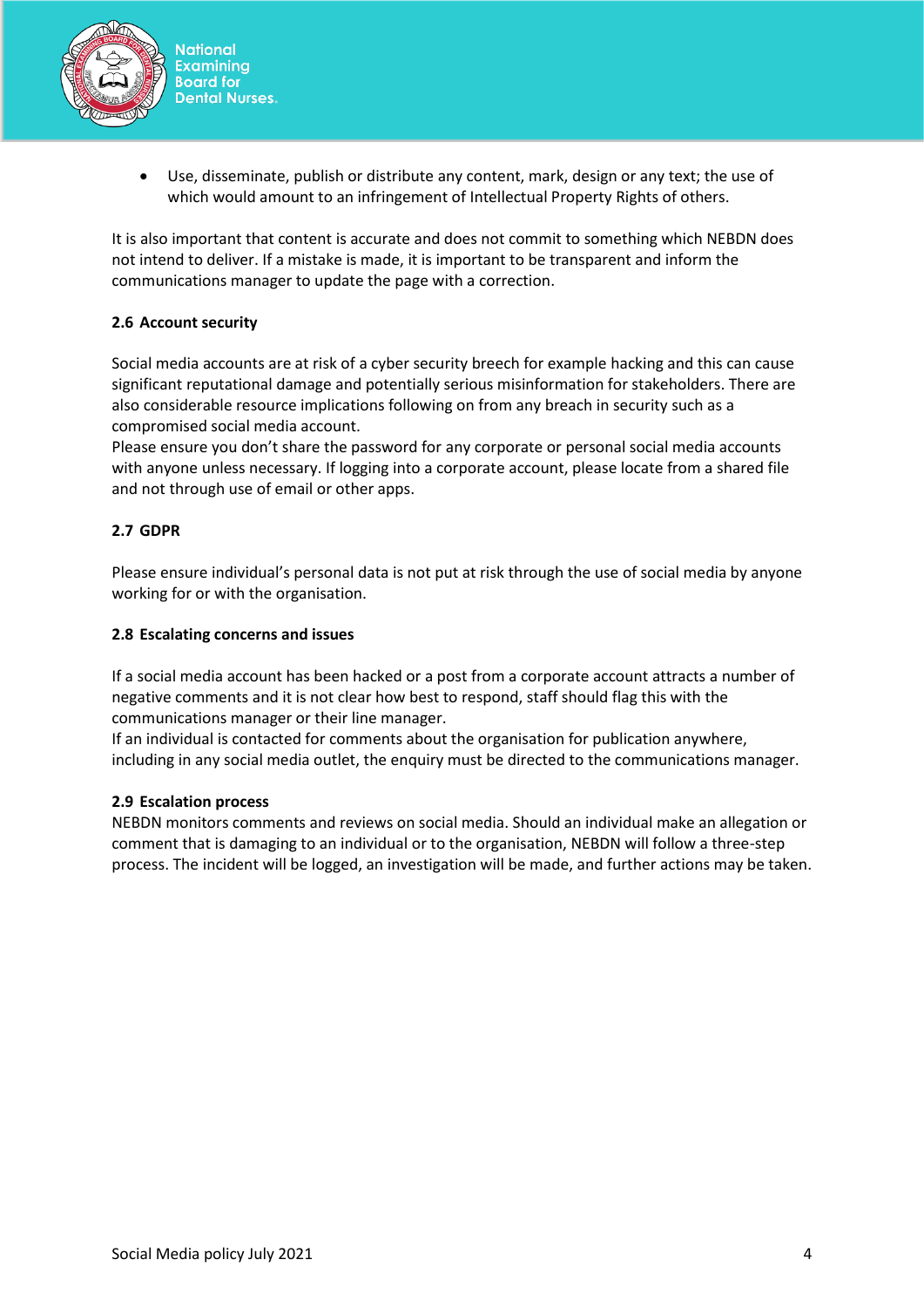- Use, disseminate, publish or distribute any content, mark, design or any text; the use of which would amount to an infringement of Intellectual Property Rights of others.

It is also important that content is accurate and does not commit to something which NEBDN does not intend to deliver. If a mistake is made, it is important to be transparent and inform the communications manager to update the page with a correction.

**2.6 Account security**

Social media accounts are at risk of a cyber security breech for example hacking and this can cause significant reputational damage and potentially serious misinformation for stakeholders. There are also considerable resource implications following on from any breach in security such as a compromised social media account.
Please ensure you don't share the password for any corporate or personal social media accounts with anyone unless necessary. If logging into a corporate account, please locate from a shared file and not through use of email or other apps.

**2.7 GDPR**

Please ensure individual's personal data is not put at risk through the use of social media by anyone working for or with the organisation.

**2.8 Escalating concerns and issues**

If a social media account has been hacked or a post from a corporate account attracts a number of negative comments and it is not clear how best to respond, staff should flag this with the communications manager or their line manager.
If an individual is contacted for comments about the organisation for publication anywhere, including in any social media outlet, the enquiry must be directed to the communications manager.

**2.9 Escalation process**

NEBDN monitors comments and reviews on social media. Should an individual make an allegation or comment that is damaging to an individual or to the organisation, NEBDN will follow a three-step process. The incident will be logged, an investigation will be made, and further actions may be taken.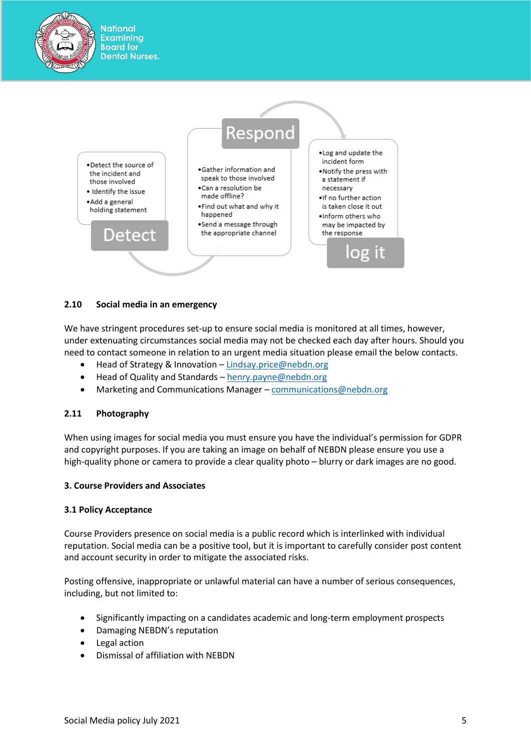**Detect**

- Detect the source of the incident and those involved
- Identify the issue
- Add a general holding statement

**Respond**

- Gather information and speak to those involved
- Can a resolution be made offline?
- Find out what and why it happened
- Send a message through the appropriate channel

**log it**

- Log and update the incident form
- Notify the press with a statement if necessary
- If no further action is taken close it out
- Inform others who may be impacted by the response

### 2.10 Social media in an emergency

We have stringent procedures set-up to ensure social media is monitored at all times, however, under extenuating circumstances social media may not be checked each day after hours. Should you need to contact someone in relation to an urgent media situation please email the below contacts.

- Head of Strategy & Innovation – Lindsay.price@nebdn.org
- Head of Quality and Standards – henry.payne@nebdn.org
- Marketing and Communications Manager – communications@nebdn.org

### 2.11 Photography

When using images for social media you must ensure you have the individual's permission for GDPR and copyright purposes. If you are taking an image on behalf of NEBDN please ensure you use a high-quality phone or camera to provide a clear quality photo – blurry or dark images are no good.

## 3. Course Providers and Associates

### 3.1 Policy Acceptance

Course Providers presence on social media is a public record which is interlinked with individual reputation. Social media can be a positive tool, but it is important to carefully consider post content and account security in order to mitigate the associated risks.

Posting offensive, inappropriate or unlawful material can have a number of serious consequences, including, but not limited to:

- Significantly impacting on a candidates academic and long-term employment prospects
- Damaging NEBDN's reputation
- Legal action
- Dismissal of affiliation with NEBDN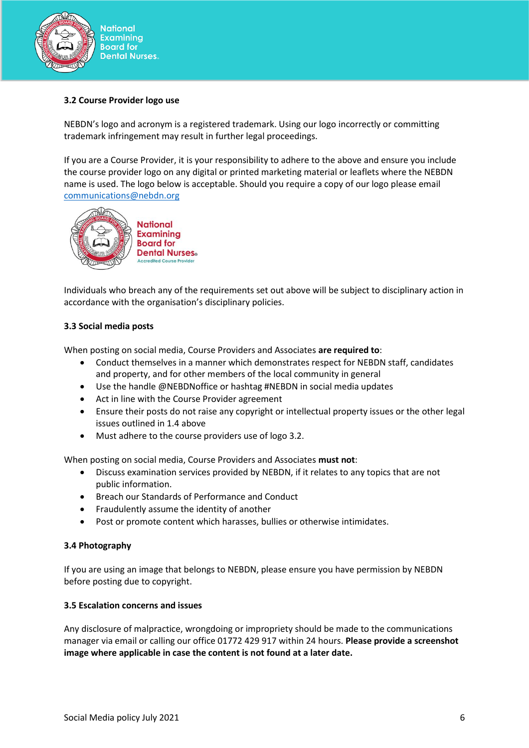### 3.2 Course Provider logo use

NEBDN's logo and acronym is a registered trademark. Using our logo incorrectly or committing trademark infringement may result in further legal proceedings.

If you are a Course Provider, it is your responsibility to adhere to the above and ensure you include the course provider logo on any digital or printed marketing material or leaflets where the NEBDN name is used. The logo below is acceptable. Should you require a copy of our logo please email communications@nebdn.org

Individuals who breach any of the requirements set out above will be subject to disciplinary action in accordance with the organisation's disciplinary policies.

### 3.3 Social media posts

When posting on social media, Course Providers and Associates **are required to**:

- Conduct themselves in a manner which demonstrates respect for NEBDN staff, candidates and property, and for other members of the local community in general
- Use the handle @NEBDNoffice or hashtag #NEBDN in social media updates
- Act in line with the Course Provider agreement
- Ensure their posts do not raise any copyright or intellectual property issues or the other legal issues outlined in 1.4 above
- Must adhere to the course providers use of logo 3.2.

When posting on social media, Course Providers and Associates **must not**:

- Discuss examination services provided by NEBDN, if it relates to any topics that are not public information.
- Breach our Standards of Performance and Conduct
- Fraudulently assume the identity of another
- Post or promote content which harasses, bullies or otherwise intimidates.

### 3.4 Photography

If you are using an image that belongs to NEBDN, please ensure you have permission by NEBDN before posting due to copyright.

### 3.5 Escalation concerns and issues

Any disclosure of malpractice, wrongdoing or impropriety should be made to the communications manager via email or calling our office 01772 429 917 within 24 hours. **Please provide a screenshot image where applicable in case the content is not found at a later date.**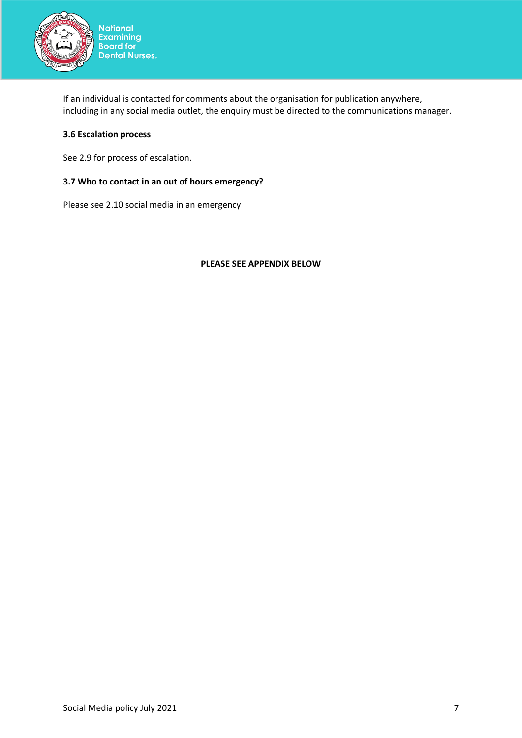If an individual is contacted for comments about the organisation for publication anywhere, including in any social media outlet, the enquiry must be directed to the communications manager.

### 3.6 Escalation process

See 2.9 for process of escalation.

### 3.7 Who to contact in an out of hours emergency?

Please see 2.10 social media in an emergency

**PLEASE SEE APPENDIX BELOW**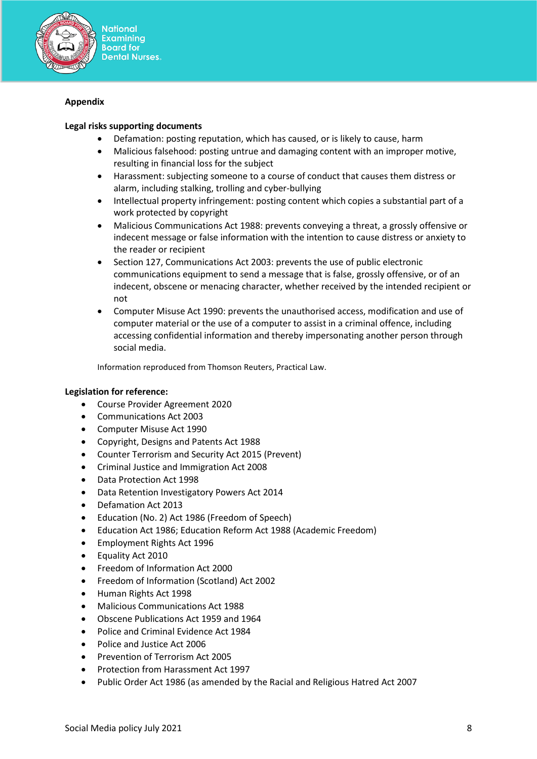**Appendix**

**Legal risks supporting documents**

- Defamation: posting reputation, which has caused, or is likely to cause, harm
- Malicious falsehood: posting untrue and damaging content with an improper motive, resulting in financial loss for the subject
- Harassment: subjecting someone to a course of conduct that causes them distress or alarm, including stalking, trolling and cyber-bullying
- Intellectual property infringement: posting content which copies a substantial part of a work protected by copyright
- Malicious Communications Act 1988: prevents conveying a threat, a grossly offensive or indecent message or false information with the intention to cause distress or anxiety to the reader or recipient
- Section 127, Communications Act 2003: prevents the use of public electronic communications equipment to send a message that is false, grossly offensive, or of an indecent, obscene or menacing character, whether received by the intended recipient or not
- Computer Misuse Act 1990: prevents the unauthorised access, modification and use of computer material or the use of a computer to assist in a criminal offence, including accessing confidential information and thereby impersonating another person through social media.

Information reproduced from Thomson Reuters, Practical Law.

**Legislation for reference:**

- Course Provider Agreement 2020
- Communications Act 2003
- Computer Misuse Act 1990
- Copyright, Designs and Patents Act 1988
- Counter Terrorism and Security Act 2015 (Prevent)
- Criminal Justice and Immigration Act 2008
- Data Protection Act 1998
- Data Retention Investigatory Powers Act 2014
- Defamation Act 2013
- Education (No. 2) Act 1986 (Freedom of Speech)
- Education Act 1986; Education Reform Act 1988 (Academic Freedom)
- Employment Rights Act 1996
- Equality Act 2010
- Freedom of Information Act 2000
- Freedom of Information (Scotland) Act 2002
- Human Rights Act 1998
- Malicious Communications Act 1988
- Obscene Publications Act 1959 and 1964
- Police and Criminal Evidence Act 1984
- Police and Justice Act 2006
- Prevention of Terrorism Act 2005
- Protection from Harassment Act 1997
- Public Order Act 1986 (as amended by the Racial and Religious Hatred Act 2007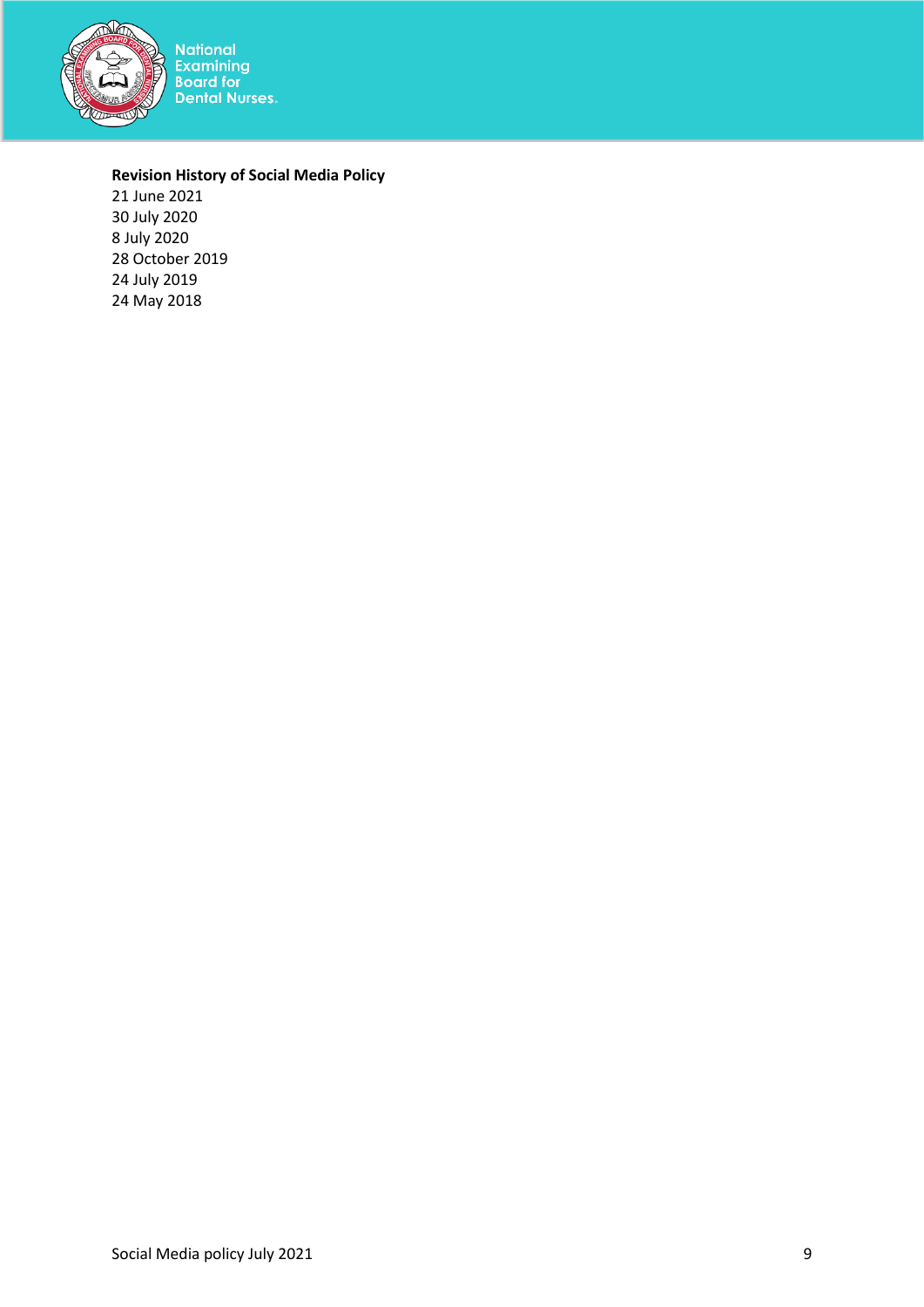**Revision History of Social Media Policy**

21 June 2021
30 July 2020
8 July 2020
28 October 2019
24 July 2019
24 May 2018